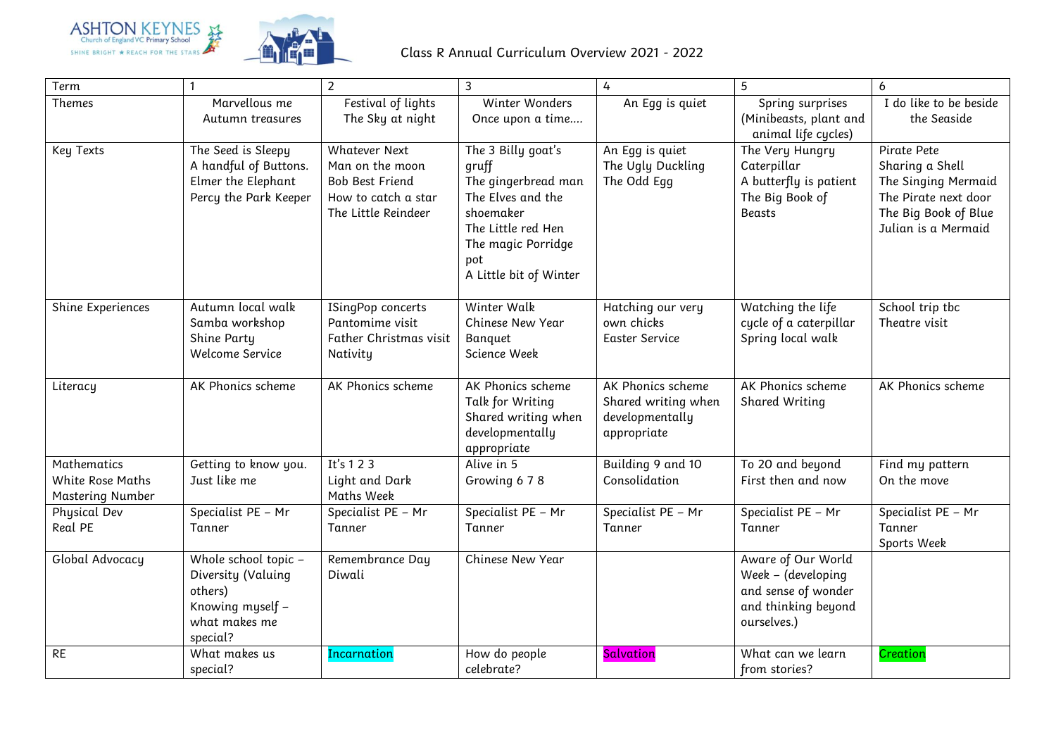ASHTON KEYNES Church of England VC Primary School
SHINE BRIGHT ★ REACH FOR THE STARS

# Class R Annual Curriculum Overview 2021 - 2022

| Term | 1 | 2 | 3 | 4 | 5 | 6 |
|---|---|---|---|---|---|---|
| Themes | Marvellous me<br>Autumn treasures | Festival of lights<br>The Sky at night | Winter Wonders<br>Once upon a time…. | An Egg is quiet | Spring surprises (Minibeasts, plant and animal life cycles) | I do like to be beside the Seaside |
| Key Texts | The Seed is Sleepy<br>A handful of Buttons.<br>Elmer the Elephant<br>Percy the Park Keeper | Whatever Next<br>Man on the moon<br>Bob Best Friend<br>How to catch a star<br>The Little Reindeer | The 3 Billy goat's gruff<br>The gingerbread man<br>The Elves and the shoemaker<br>The Little red Hen<br>The magic Porridge pot<br>A Little bit of Winter | An Egg is quiet<br>The Ugly Duckling<br>The Odd Egg | The Very Hungry Caterpillar<br>A butterfly is patient<br>The Big Book of Beasts | Pirate Pete<br>Sharing a Shell<br>The Singing Mermaid<br>The Pirate next door<br>The Big Book of Blue<br>Julian is a Mermaid |
| Shine Experiences | Autumn local walk<br>Samba workshop<br>Shine Party<br>Welcome Service | ISingPop concerts<br>Pantomime visit<br>Father Christmas visit<br>Nativity | Winter Walk<br>Chinese New Year Banquet<br>Science Week | Hatching our very own chicks<br>Easter Service | Watching the life cycle of a caterpillar<br>Spring local walk | School trip tbc<br>Theatre visit |
| Literacy | AK Phonics scheme | AK Phonics scheme | AK Phonics scheme<br>Talk for Writing<br>Shared writing when developmentally appropriate | AK Phonics scheme<br>Shared writing when developmentally appropriate | AK Phonics scheme<br>Shared Writing | AK Phonics scheme |
| Mathematics<br>White Rose Maths<br>Mastering Number | Getting to know you.<br>Just like me | It's 1 2 3<br>Light and Dark<br>Maths Week | Alive in 5<br>Growing 6 7 8 | Building 9 and 10<br>Consolidation | To 20 and beyond<br>First then and now | Find my pattern<br>On the move |
| Physical Dev<br>Real PE | Specialist PE – Mr Tanner | Specialist PE – Mr Tanner | Specialist PE – Mr Tanner | Specialist PE – Mr Tanner | Specialist PE – Mr Tanner | Specialist PE – Mr Tanner<br>Sports Week |
| Global Advocacy | Whole school topic – Diversity (Valuing others)<br>Knowing myself – what makes me special? | Remembrance Day<br>Diwali | Chinese New Year | | Aware of Our World Week – (developing and sense of wonder and thinking beyond ourselves.) | |
| RE | What makes us special? | Incarnation | How do people celebrate? | Salvation | What can we learn from stories? | Creation |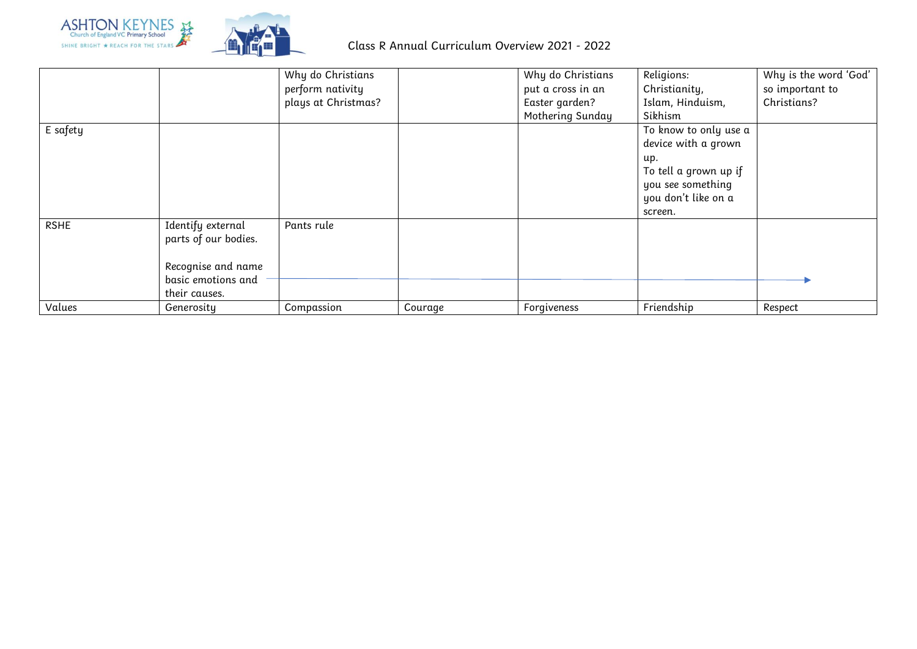Class R Annual Curriculum Overview 2021 - 2022

| | | | | | | |
|---|---|---|---|---|---|---|
| | | Why do Christians perform nativity plays at Christmas? | | Why do Christians put a cross in an Easter garden? Mothering Sunday | Religions: Christianity, Islam, Hinduism, Sikhism | Why is the word 'God' so important to Christians? |
| E safety | | | | | To know to only use a device with a grown up. To tell a grown up if you see something you don't like on a screen. | |
| RSHE | Identify external parts of our bodies. Recognise and name basic emotions and their causes. → | Pants rule | | | | |
| Values | Generosity | Compassion | Courage | Forgiveness | Friendship | Respect |